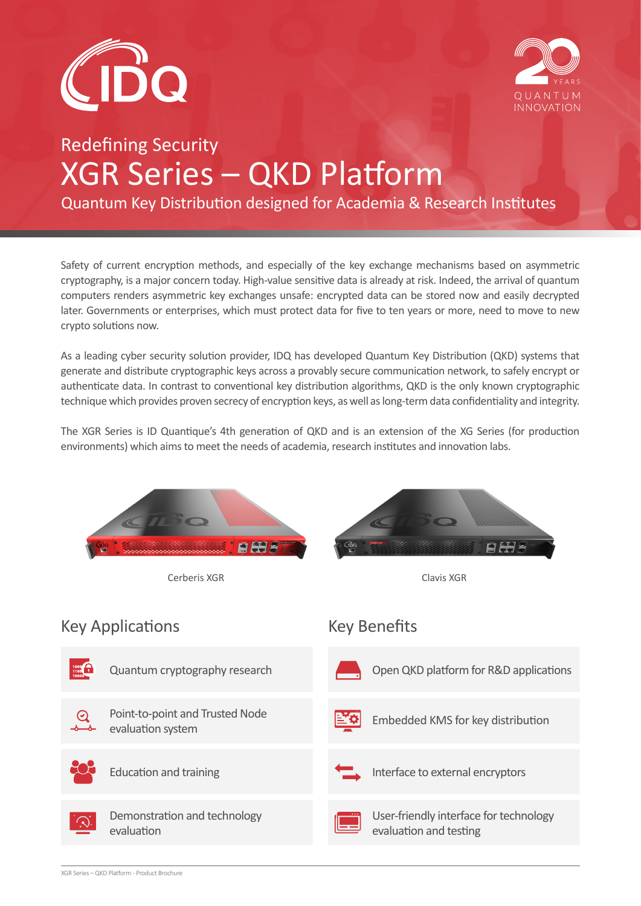Redefining Security

# XGR Series – QKD Platform

Quantum Key Distribution designed for Academia & Research Institutes

Safety of current encryption methods, and especially of the key exchange mechanisms based on asymmetric cryptography, is a major concern today. High-value sensitive data is already at risk. Indeed, the arrival of quantum computers renders asymmetric key exchanges unsafe: encrypted data can be stored now and easily decrypted later. Governments or enterprises, which must protect data for five to ten years or more, need to move to new crypto solutions now.

As a leading cyber security solution provider, IDQ has developed Quantum Key Distribution (QKD) systems that generate and distribute cryptographic keys across a provably secure communication network, to safely encrypt or authenticate data. In contrast to conventional key distribution algorithms, QKD is the only known cryptographic technique which provides proven secrecy of encryption keys, as well as long-term data confidentiality and integrity.

The XGR Series is ID Quantique's 4th generation of QKD and is an extension of the XG Series (for production environments) which aims to meet the needs of academia, research institutes and innovation labs.

Cerberis XGR

Clavis XGR

## Key Applications

- Quantum cryptography research
- Point-to-point and Trusted Node evaluation system
- Education and training
- Demonstration and technology evaluation

## Key Benefits

- Open QKD platform for R&D applications
- Embedded KMS for key distribution
- Interface to external encryptors
- User-friendly interface for technology evaluation and testing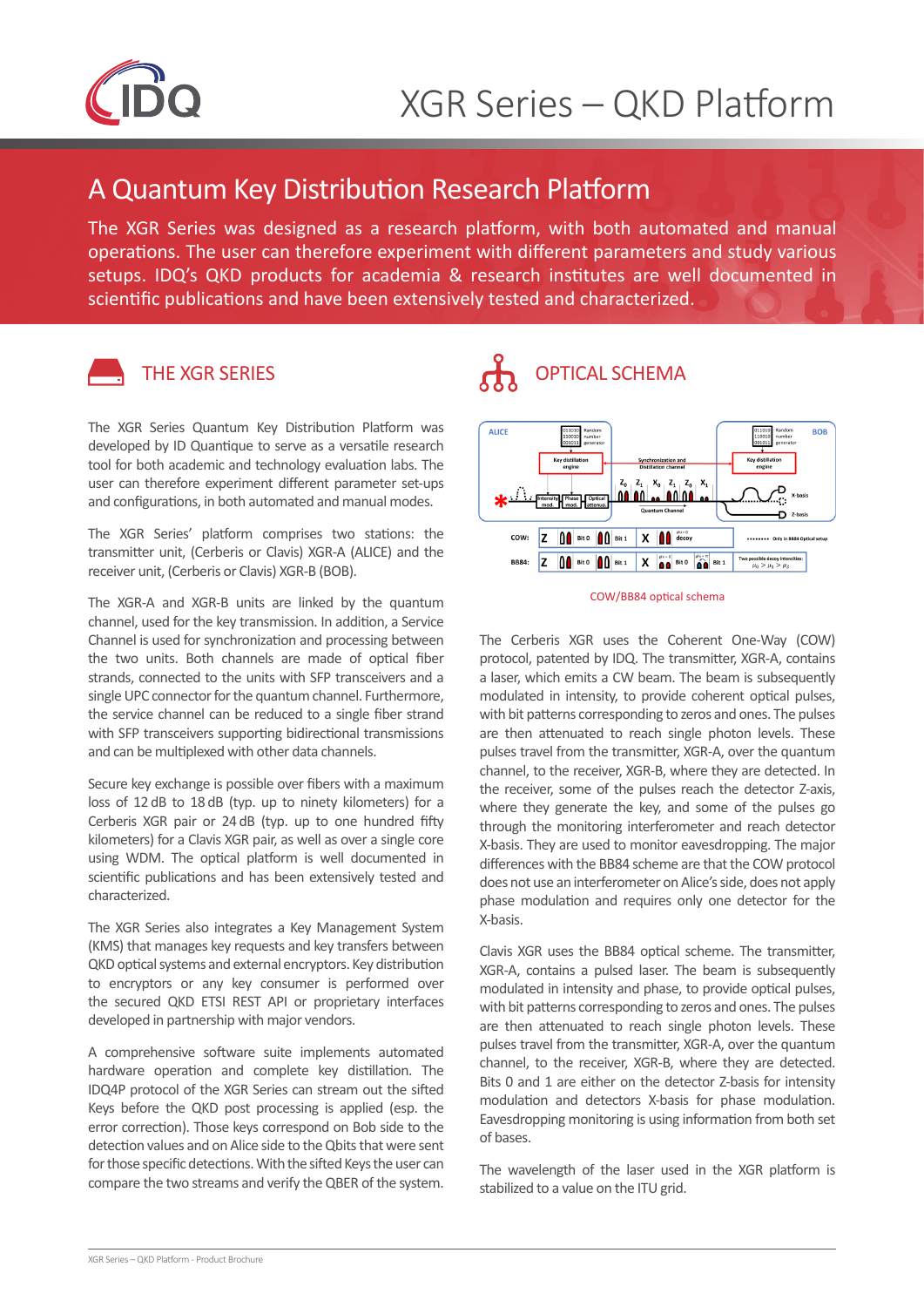# XGR Series – QKD Platform

## A Quantum Key Distribution Research Platform

The XGR Series was designed as a research platform, with both automated and manual operations. The user can therefore experiment with different parameters and study various setups. IDQ's QKD products for academia & research institutes are well documented in scientific publications and have been extensively tested and characterized.

### THE XGR SERIES

The XGR Series Quantum Key Distribution Platform was developed by ID Quantique to serve as a versatile research tool for both academic and technology evaluation labs. The user can therefore experiment different parameter set-ups and configurations, in both automated and manual modes.

The XGR Series' platform comprises two stations: the transmitter unit, (Cerberis or Clavis) XGR-A (ALICE) and the receiver unit, (Cerberis or Clavis) XGR-B (BOB).

The XGR-A and XGR-B units are linked by the quantum channel, used for the key transmission. In addition, a Service Channel is used for synchronization and processing between the two units. Both channels are made of optical fiber strands, connected to the units with SFP transceivers and a single UPC connector for the quantum channel. Furthermore, the service channel can be reduced to a single fiber strand with SFP transceivers supporting bidirectional transmissions and can be multiplexed with other data channels.

Secure key exchange is possible over fibers with a maximum loss of 12 dB to 18 dB (typ. up to ninety kilometers) for a Cerberis XGR pair or 24 dB (typ. up to one hundred fifty kilometers) for a Clavis XGR pair, as well as over a single core using WDM. The optical platform is well documented in scientific publications and has been extensively tested and characterized.

The XGR Series also integrates a Key Management System (KMS) that manages key requests and key transfers between QKD optical systems and external encryptors. Key distribution to encryptors or any key consumer is performed over the secured QKD ETSI REST API or proprietary interfaces developed in partnership with major vendors.

A comprehensive software suite implements automated hardware operation and complete key distillation. The IDQ4P protocol of the XGR Series can stream out the sifted Keys before the QKD post processing is applied (esp. the error correction). Those keys correspond on Bob side to the detection values and on Alice side to the Qbits that were sent for those specific detections. With the sifted Keys the user can compare the two streams and verify the QBER of the system.

### OPTICAL SCHEMA

COW/BB84 optical schema

The Cerberis XGR uses the Coherent One-Way (COW) protocol, patented by IDQ. The transmitter, XGR-A, contains a laser, which emits a CW beam. The beam is subsequently modulated in intensity, to provide coherent optical pulses, with bit patterns corresponding to zeros and ones. The pulses are then attenuated to reach single photon levels. These pulses travel from the transmitter, XGR-A, over the quantum channel, to the receiver, XGR-B, where they are detected. In the receiver, some of the pulses reach the detector Z-axis, where they generate the key, and some of the pulses go through the monitoring interferometer and reach detector X-basis. They are used to monitor eavesdropping. The major differences with the BB84 scheme are that the COW protocol does not use an interferometer on Alice's side, does not apply phase modulation and requires only one detector for the X-basis.

Clavis XGR uses the BB84 optical scheme. The transmitter, XGR-A, contains a pulsed laser. The beam is subsequently modulated in intensity and phase, to provide optical pulses, with bit patterns corresponding to zeros and ones. The pulses are then attenuated to reach single photon levels. These pulses travel from the transmitter, XGR-A, over the quantum channel, to the receiver, XGR-B, where they are detected. Bits 0 and 1 are either on the detector Z-basis for intensity modulation and detectors X-basis for phase modulation. Eavesdropping monitoring is using information from both set of bases.

The wavelength of the laser used in the XGR platform is stabilized to a value on the ITU grid.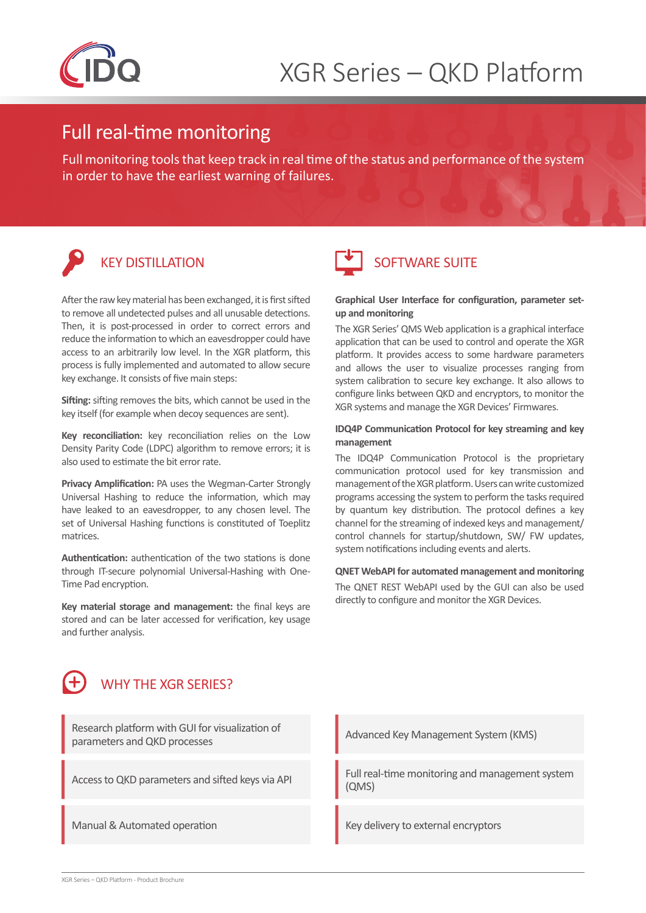# XGR Series – QKD Platform

## Full real-time monitoring

Full monitoring tools that keep track in real time of the status and performance of the system in order to have the earliest warning of failures.

### KEY DISTILLATION

After the raw key material has been exchanged, it is first sifted to remove all undetected pulses and all unusable detections. Then, it is post-processed in order to correct errors and reduce the information to which an eavesdropper could have access to an arbitrarily low level. In the XGR platform, this process is fully implemented and automated to allow secure key exchange. It consists of five main steps:

**Sifting:** sifting removes the bits, which cannot be used in the key itself (for example when decoy sequences are sent).

**Key reconciliation:** key reconciliation relies on the Low Density Parity Code (LDPC) algorithm to remove errors; it is also used to estimate the bit error rate.

**Privacy Amplification:** PA uses the Wegman-Carter Strongly Universal Hashing to reduce the information, which may have leaked to an eavesdropper, to any chosen level. The set of Universal Hashing functions is constituted of Toeplitz matrices.

**Authentication:** authentication of the two stations is done through IT-secure polynomial Universal-Hashing with One-Time Pad encryption.

**Key material storage and management:** the final keys are stored and can be later accessed for verification, key usage and further analysis.

### SOFTWARE SUITE

**Graphical User Interface for configuration, parameter set-up and monitoring**

The XGR Series' QMS Web application is a graphical interface application that can be used to control and operate the XGR platform. It provides access to some hardware parameters and allows the user to visualize processes ranging from system calibration to secure key exchange. It also allows to configure links between QKD and encryptors, to monitor the XGR systems and manage the XGR Devices' Firmwares.

**IDQ4P Communication Protocol for key streaming and key management**

The IDQ4P Communication Protocol is the proprietary communication protocol used for key transmission and management of the XGR platform. Users can write customized programs accessing the system to perform the tasks required by quantum key distribution. The protocol defines a key channel for the streaming of indexed keys and management/control channels for startup/shutdown, SW/ FW updates, system notifications including events and alerts.

**QNET WebAPI for automated management and monitoring**

The QNET REST WebAPI used by the GUI can also be used directly to configure and monitor the XGR Devices.

### WHY THE XGR SERIES?

- Research platform with GUI for visualization of parameters and QKD processes
- Access to QKD parameters and sifted keys via API
- Manual & Automated operation
- Advanced Key Management System (KMS)
- Full real-time monitoring and management system (QMS)
- Key delivery to external encryptors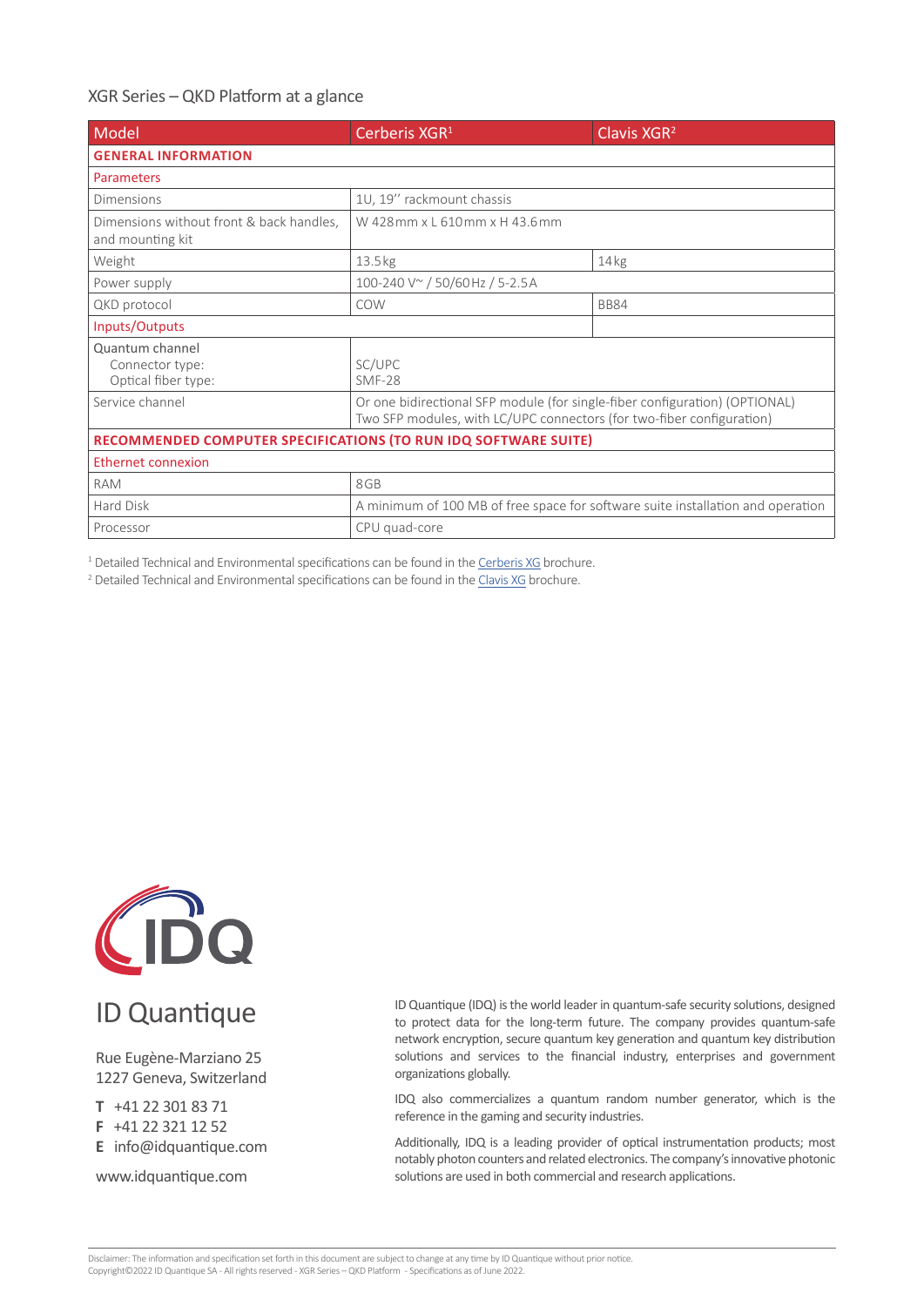XGR Series – QKD Platform at a glance

| Model | Cerberis XGR[1] | Clavis XGR[2] |
|---|---|---|
| **GENERAL INFORMATION** | | |
| Parameters | | |
| Dimensions | 1U, 19'' rackmount chassis | |
| Dimensions without front & back handles, and mounting kit | W 428mm x L 610mm x H 43.6mm | |
| Weight | 13.5kg | 14kg |
| Power supply | 100-240 V~ / 50/60Hz / 5-2.5A | |
| QKD protocol | COW | BB84 |
| Inputs/Outputs | | |
| Quantum channel<br>Connector type:<br>Optical fiber type: | <br>SC/UPC<br>SMF-28 | |
| Service channel | Or one bidirectional SFP module (for single-fiber configuration) (OPTIONAL)<br>Two SFP modules, with LC/UPC connectors (for two-fiber configuration) | |
| **RECOMMENDED COMPUTER SPECIFICATIONS (TO RUN IDQ SOFTWARE SUITE)** | | |
| Ethernet connexion | | |
| RAM | 8GB | |
| Hard Disk | A minimum of 100 MB of free space for software suite installation and operation | |
| Processor | CPU quad-core | |

[1] Detailed Technical and Environmental specifications can be found in the Cerberis XG brochure.
[2] Detailed Technical and Environmental specifications can be found in the Clavis XG brochure.

IDQ

## ID Quantique

Rue Eugène-Marziano 25
1227 Geneva, Switzerland

**T** +41 22 301 83 71
**F** +41 22 321 12 52
**E** info@idquantique.com

www.idquantique.com

ID Quantique (IDQ) is the world leader in quantum-safe security solutions, designed to protect data for the long-term future. The company provides quantum-safe network encryption, secure quantum key generation and quantum key distribution solutions and services to the financial industry, enterprises and government organizations globally.

IDQ also commercializes a quantum random number generator, which is the reference in the gaming and security industries.

Additionally, IDQ is a leading provider of optical instrumentation products; most notably photon counters and related electronics. The company's innovative photonic solutions are used in both commercial and research applications.

Disclaimer: The information and specification set forth in this document are subject to change at any time by ID Quantique without prior notice.
Copyright©2022 ID Quantique SA - All rights reserved - XGR Series – QKD Platform - Specifications as of June 2022.